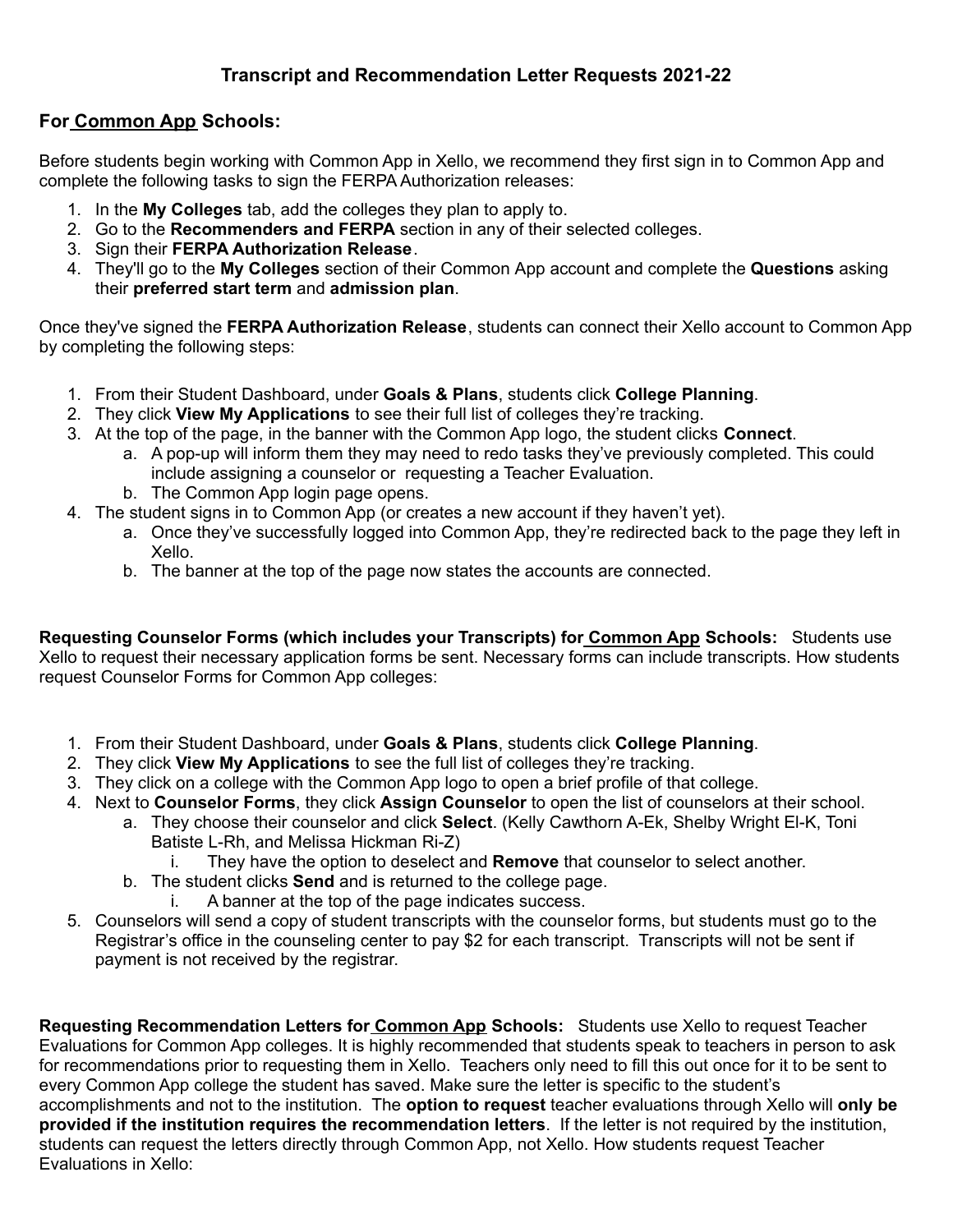# Transcript and Recommendation Letter Requests 2021-22

## For Common App Schools:

Before students begin working with Common App in Xello, we recommend they first sign in to Common App and complete the following tasks to sign the FERPA Authorization releases:

1. In the **My Colleges** tab, add the colleges they plan to apply to.
2. Go to the **Recommenders and FERPA** section in any of their selected colleges.
3. Sign their **FERPA Authorization Release**.
4. They'll go to the **My Colleges** section of their Common App account and complete the **Questions** asking their **preferred start term** and **admission plan**.

Once they've signed the **FERPA Authorization Release**, students can connect their Xello account to Common App by completing the following steps:

1. From their Student Dashboard, under **Goals & Plans**, students click **College Planning**.
2. They click **View My Applications** to see their full list of colleges they're tracking.
3. At the top of the page, in the banner with the Common App logo, the student clicks **Connect**.
   a. A pop-up will inform them they may need to redo tasks they've previously completed. This could include assigning a counselor or requesting a Teacher Evaluation.
   b. The Common App login page opens.
4. The student signs in to Common App (or creates a new account if they haven't yet).
   a. Once they've successfully logged into Common App, they're redirected back to the page they left in Xello.
   b. The banner at the top of the page now states the accounts are connected.

**Requesting Counselor Forms (which includes your Transcripts) for Common App Schools:** Students use Xello to request their necessary application forms be sent. Necessary forms can include transcripts. How students request Counselor Forms for Common App colleges:

1. From their Student Dashboard, under **Goals & Plans**, students click **College Planning**.
2. They click **View My Applications** to see the full list of colleges they're tracking.
3. They click on a college with the Common App logo to open a brief profile of that college.
4. Next to **Counselor Forms**, they click **Assign Counselor** to open the list of counselors at their school.
   a. They choose their counselor and click **Select**. (Kelly Cawthorn A-Ek, Shelby Wright El-K, Toni Batiste L-Rh, and Melissa Hickman Ri-Z)
      i. They have the option to deselect and **Remove** that counselor to select another.
   b. The student clicks **Send** and is returned to the college page.
      i. A banner at the top of the page indicates success.
5. Counselors will send a copy of student transcripts with the counselor forms, but students must go to the Registrar's office in the counseling center to pay $2 for each transcript. Transcripts will not be sent if payment is not received by the registrar.

**Requesting Recommendation Letters for Common App Schools:** Students use Xello to request Teacher Evaluations for Common App colleges. It is highly recommended that students speak to teachers in person to ask for recommendations prior to requesting them in Xello. Teachers only need to fill this out once for it to be sent to every Common App college the student has saved. Make sure the letter is specific to the student's accomplishments and not to the institution. The **option to request** teacher evaluations through Xello will **only be provided if the institution requires the recommendation letters**. If the letter is not required by the institution, students can request the letters directly through Common App, not Xello. How students request Teacher Evaluations in Xello: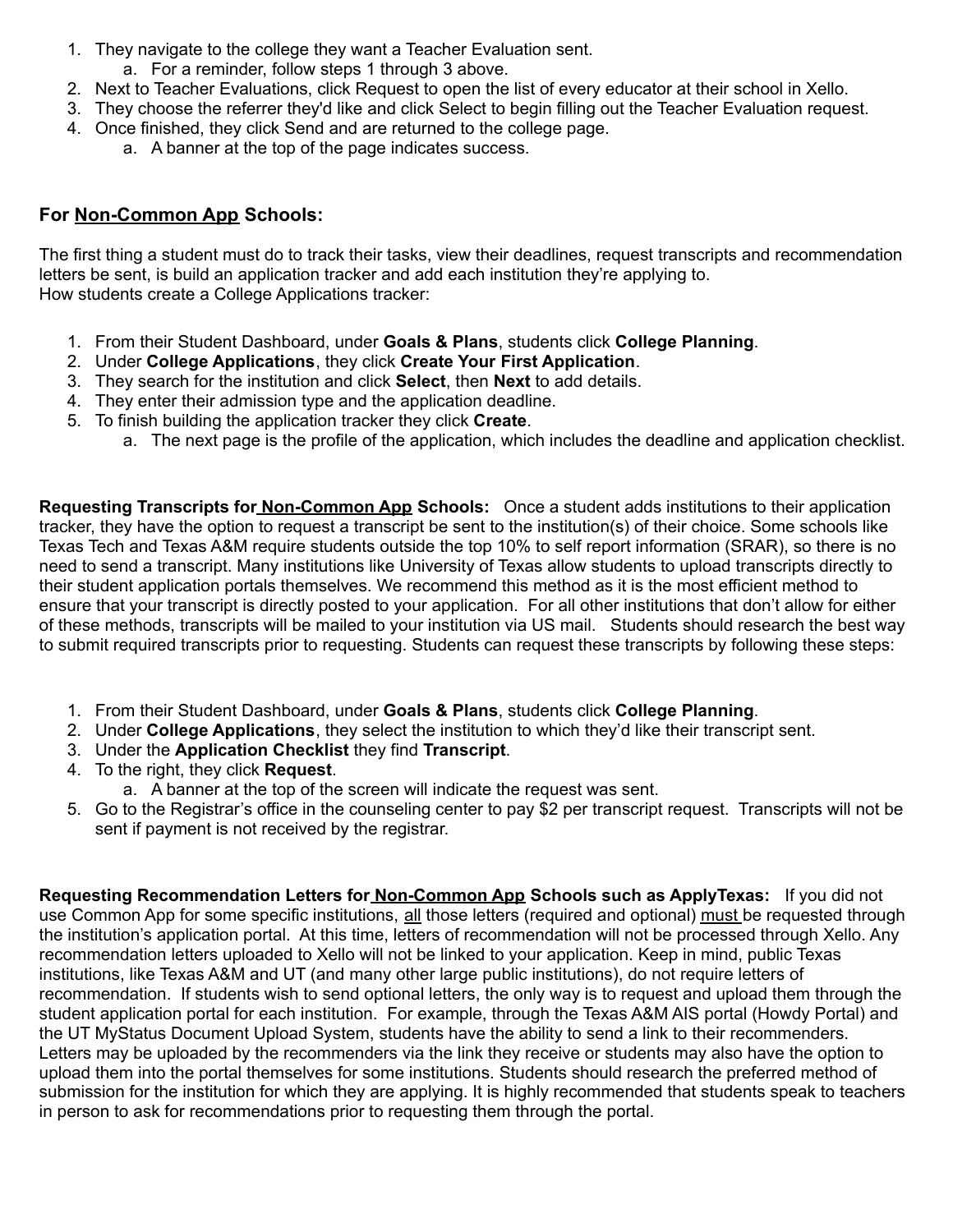1. They navigate to the college they want a Teacher Evaluation sent.
   a. For a reminder, follow steps 1 through 3 above.
2. Next to Teacher Evaluations, click Request to open the list of every educator at their school in Xello.
3. They choose the referrer they'd like and click Select to begin filling out the Teacher Evaluation request.
4. Once finished, they click Send and are returned to the college page.
   a. A banner at the top of the page indicates success.

### For <u>Non-Common App</u> Schools:

The first thing a student must do to track their tasks, view their deadlines, request transcripts and recommendation letters be sent, is build an application tracker and add each institution they're applying to.
How students create a College Applications tracker:

1. From their Student Dashboard, under **Goals & Plans**, students click **College Planning**.
2. Under **College Applications**, they click **Create Your First Application**.
3. They search for the institution and click **Select**, then **Next** to add details.
4. They enter their admission type and the application deadline.
5. To finish building the application tracker they click **Create**.
   a. The next page is the profile of the application, which includes the deadline and application checklist.

**Requesting Transcripts for <u>Non-Common App</u> Schools:** Once a student adds institutions to their application tracker, they have the option to request a transcript be sent to the institution(s) of their choice. Some schools like Texas Tech and Texas A&M require students outside the top 10% to self report information (SRAR), so there is no need to send a transcript. Many institutions like University of Texas allow students to upload transcripts directly to their student application portals themselves. We recommend this method as it is the most efficient method to ensure that your transcript is directly posted to your application. For all other institutions that don't allow for either of these methods, transcripts will be mailed to your institution via US mail. Students should research the best way to submit required transcripts prior to requesting. Students can request these transcripts by following these steps:

1. From their Student Dashboard, under **Goals & Plans**, students click **College Planning**.
2. Under **College Applications**, they select the institution to which they'd like their transcript sent.
3. Under the **Application Checklist** they find **Transcript**.
4. To the right, they click **Request**.
   a. A banner at the top of the screen will indicate the request was sent.
5. Go to the Registrar's office in the counseling center to pay $2 per transcript request. Transcripts will not be sent if payment is not received by the registrar.

**Requesting Recommendation Letters for <u>Non-Common App</u> Schools such as ApplyTexas:** If you did not use Common App for some specific institutions, <u>all</u> those letters (required and optional) <u>must</u> be requested through the institution's application portal. At this time, letters of recommendation will not be processed through Xello. Any recommendation letters uploaded to Xello will not be linked to your application. Keep in mind, public Texas institutions, like Texas A&M and UT (and many other large public institutions), do not require letters of recommendation. If students wish to send optional letters, the only way is to request and upload them through the student application portal for each institution. For example, through the Texas A&M AIS portal (Howdy Portal) and the UT MyStatus Document Upload System, students have the ability to send a link to their recommenders. Letters may be uploaded by the recommenders via the link they receive or students may also have the option to upload them into the portal themselves for some institutions. Students should research the preferred method of submission for the institution for which they are applying. It is highly recommended that students speak to teachers in person to ask for recommendations prior to requesting them through the portal.